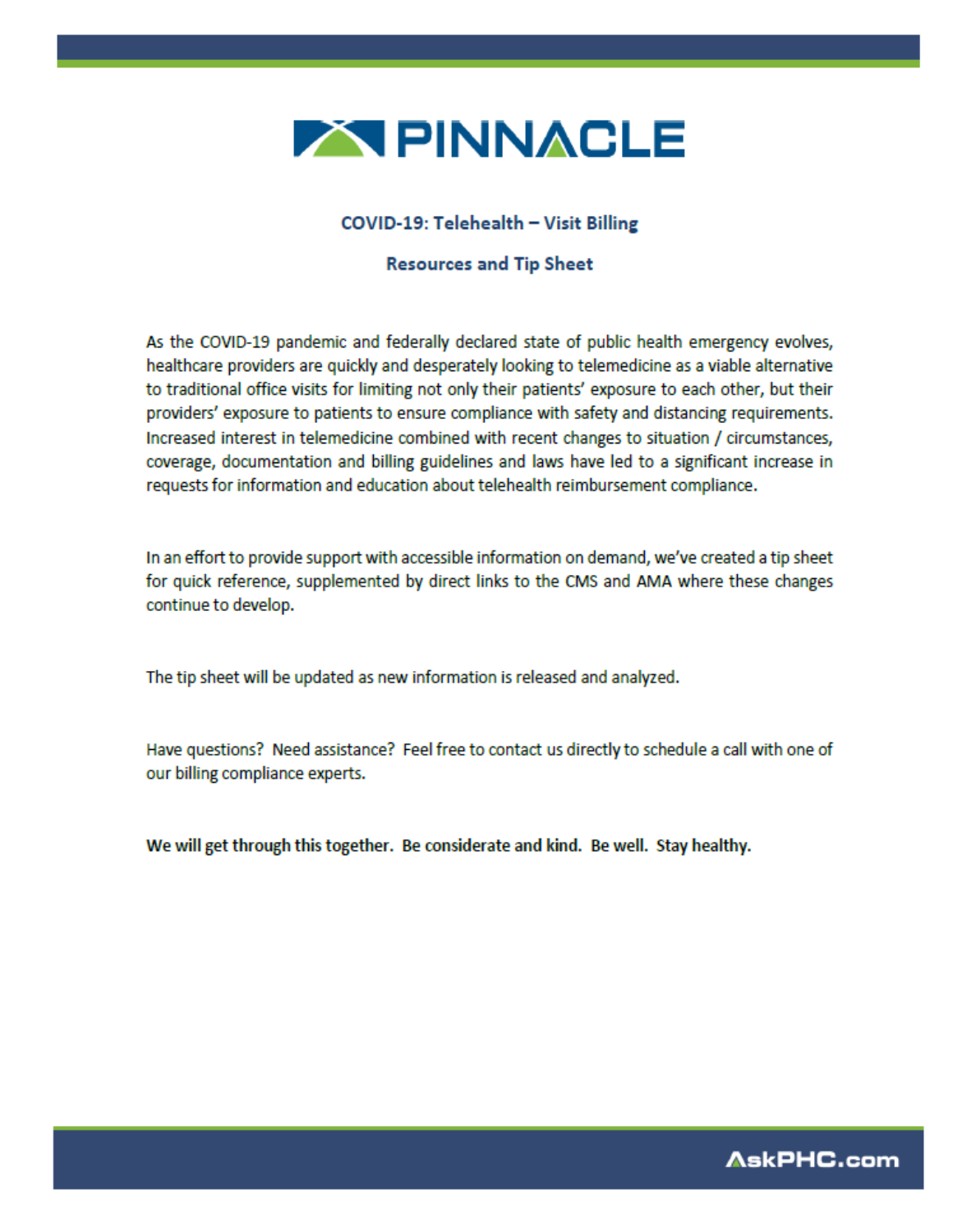# PINNACLE

## COVID-19: Telehealth – Visit Billing

## Resources and Tip Sheet

As the COVID-19 pandemic and federally declared state of public health emergency evolves, healthcare providers are quickly and desperately looking to telemedicine as a viable alternative to traditional office visits for limiting not only their patients' exposure to each other, but their providers' exposure to patients to ensure compliance with safety and distancing requirements. Increased interest in telemedicine combined with recent changes to situation / circumstances, coverage, documentation and billing guidelines and laws have led to a significant increase in requests for information and education about telehealth reimbursement compliance.

In an effort to provide support with accessible information on demand, we've created a tip sheet for quick reference, supplemented by direct links to the CMS and AMA where these changes continue to develop.

The tip sheet will be updated as new information is released and analyzed.

Have questions? Need assistance? Feel free to contact us directly to schedule a call with one of our billing compliance experts.

**We will get through this together. Be considerate and kind. Be well. Stay healthy.**

AskPHC.com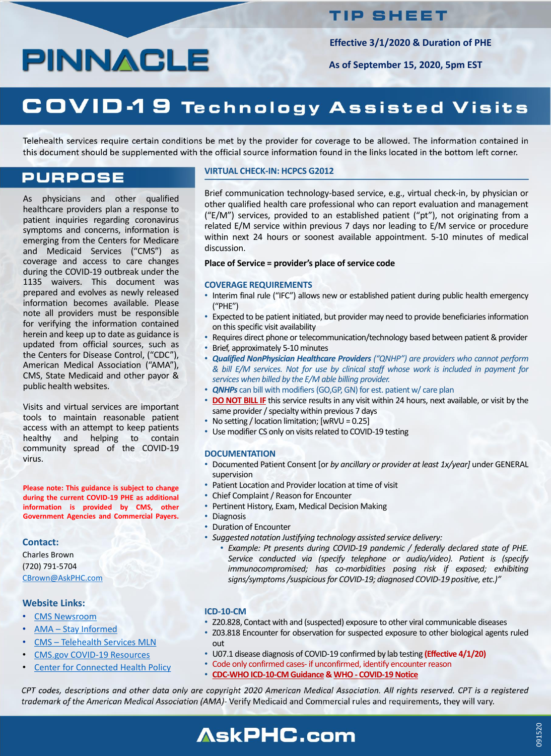# TIP SHEET

**Effective 3/1/2020 & Duration of PHE**

**As of September 15, 2020, 5pm EST**

# COVID-19 Technology Assisted Visits

Telehealth services require certain conditions be met by the provider for coverage to be allowed. The information contained in this document should be supplemented with the official source information found in the links located in the bottom left corner.

## PURPOSE

As physicians and other qualified healthcare providers plan a response to patient inquiries regarding coronavirus symptoms and concerns, information is emerging from the Centers for Medicare and Medicaid Services ("CMS") as coverage and access to care changes during the COVID-19 outbreak under the 1135 waivers. This document was prepared and evolves as newly released information becomes available. Please note all providers must be responsible for verifying the information contained herein and keep up to date as guidance is updated from official sources, such as the Centers for Disease Control, ("CDC"), American Medical Association ("AMA"), CMS, State Medicaid and other payor & public health websites.

Visits and virtual services are important tools to maintain reasonable patient access with an attempt to keep patients healthy and helping to contain community spread of the COVID-19 virus.

**Please note: This guidance is subject to change during the current COVID-19 PHE as additional information is provided by CMS, other Government Agencies and Commercial Payers.**

### Contact:

Charles Brown
(720) 791-5704
CBrown@AskPHC.com

### Website Links:

- CMS Newsroom
- AMA – Stay Informed
- CMS – Telehealth Services MLN
- CMS.gov COVID-19 Resources
- Center for Connected Health Policy

## VIRTUAL CHECK-IN: HCPCS G2012

Brief communication technology-based service, e.g., virtual check-in, by physician or other qualified health care professional who can report evaluation and management ("E/M") services, provided to an established patient ("pt"), not originating from a related E/M service within previous 7 days nor leading to E/M service or procedure within next 24 hours or soonest available appointment. 5-10 minutes of medical discussion.

**Place of Service = provider's place of service code**

### COVERAGE REQUIREMENTS

- Interim final rule ("IFC") allows new or established patient during public health emergency ("PHE")
- Expected to be patient initiated, but provider may need to provide beneficiaries information on this specific visit availability
- Requires direct phone or telecommunication/technology based between patient & provider
- Brief, approximately 5-10 minutes
- ***Qualified NonPhysician Healthcare Providers*** *("QNHP") are providers who cannot perform & bill E/M services. Not for use by clinical staff whose work is included in payment for services when billed by the E/M able billing provider.*
- ***QNHPs*** can bill with modifiers (GO,GP, GN) for est. patient w/ care plan
- **DO NOT BILL IF** this service results in any visit within 24 hours, next available, or visit by the same provider / specialty within previous 7 days
- No setting / location limitation; [wRVU = 0.25]
- Use modifier CS only on visits related to COVID-19 testing

### DOCUMENTATION

- Documented Patient Consent [or *by ancillary or provider at least 1x/year]* under GENERAL supervision
- Patient Location and Provider location at time of visit
- Chief Complaint / Reason for Encounter
- Pertinent History, Exam, Medical Decision Making
- Diagnosis
- Duration of Encounter
- *Suggested notation Justifying technology assisted service delivery:*
  - *Example: Pt presents during COVID-19 pandemic / federally declared state of PHE. Service conducted via (specify telephone or audio/video). Patient is (specify immunocompromised; has co-morbidities posing risk if exposed; exhibiting signs/symptoms /suspicious for COVID-19; diagnosed COVID-19 positive, etc.)"*

### ICD-10-CM

- Z20.828, Contact with and (suspected) exposure to other viral communicable diseases
- Z03.818 Encounter for observation for suspected exposure to other biological agents ruled out
- U07.1 disease diagnosis of COVID-19 confirmed by lab testing **(Effective 4/1/20)**
- Code only confirmed cases- if unconfirmed, identify encounter reason
- **CDC-WHO ICD-10-CM Guidance & WHO - COVID-19 Notice**

*CPT codes, descriptions and other data only are copyright 2020 American Medical Association. All rights reserved. CPT is a registered trademark of the American Medical Association (AMA)-* Verify Medicaid and Commercial rules and requirements, they will vary.

AskPHC.com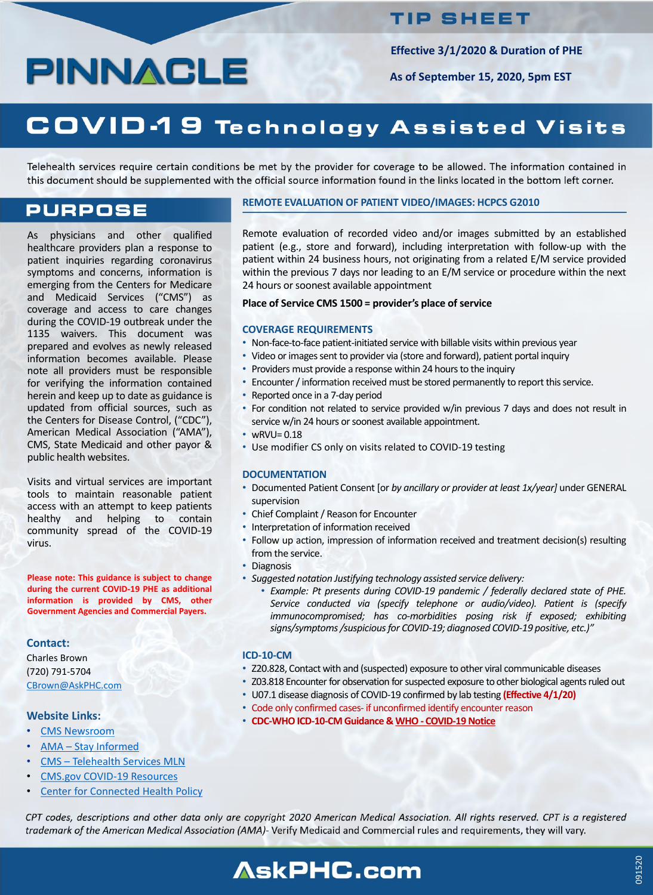PINNACLE

# TIP SHEET

**Effective 3/1/2020 & Duration of PHE**

**As of September 15, 2020, 5pm EST**

# COVID-19 Technology Assisted Visits

Telehealth services require certain conditions be met by the provider for coverage to be allowed. The information contained in this document should be supplemented with the official source information found in the links located in the bottom left corner.

## PURPOSE

As physicians and other qualified healthcare providers plan a response to patient inquiries regarding coronavirus symptoms and concerns, information is emerging from the Centers for Medicare and Medicaid Services ("CMS") as coverage and access to care changes during the COVID-19 outbreak under the 1135 waivers. This document was prepared and evolves as newly released information becomes available. Please note all providers must be responsible for verifying the information contained herein and keep up to date as guidance is updated from official sources, such as the Centers for Disease Control, ("CDC"), American Medical Association ("AMA"), CMS, State Medicaid and other payor & public health websites.

Visits and virtual services are important tools to maintain reasonable patient access with an attempt to keep patients healthy and helping to contain community spread of the COVID-19 virus.

**Please note: This guidance is subject to change during the current COVID-19 PHE as additional information is provided by CMS, other Government Agencies and Commercial Payers.**

### Contact:

Charles Brown
(720) 791-5704
CBrown@AskPHC.com

### Website Links:

- CMS Newsroom
- AMA – Stay Informed
- CMS – Telehealth Services MLN
- CMS.gov COVID-19 Resources
- Center for Connected Health Policy

## REMOTE EVALUATION OF PATIENT VIDEO/IMAGES: HCPCS G2010

Remote evaluation of recorded video and/or images submitted by an established patient (e.g., store and forward), including interpretation with follow-up with the patient within 24 business hours, not originating from a related E/M service provided within the previous 7 days nor leading to an E/M service or procedure within the next 24 hours or soonest available appointment

**Place of Service CMS 1500 = provider's place of service**

### COVERAGE REQUIREMENTS

- Non-face-to-face patient-initiated service with billable visits within previous year
- Video or images sent to provider via (store and forward), patient portal inquiry
- Providers must provide a response within 24 hours to the inquiry
- Encounter / information received must be stored permanently to report this service.
- Reported once in a 7-day period
- For condition not related to service provided w/in previous 7 days and does not result in service w/in 24 hours or soonest available appointment.
- wRVU= 0.18
- Use modifier CS only on visits related to COVID-19 testing

### DOCUMENTATION

- Documented Patient Consent [or *by ancillary or provider at least 1x/year]* under GENERAL supervision
- Chief Complaint / Reason for Encounter
- Interpretation of information received
- Follow up action, impression of information received and treatment decision(s) resulting from the service.
- Diagnosis
- *Suggested notation Justifying technology assisted service delivery:*
  - *Example: Pt presents during COVID-19 pandemic / federally declared state of PHE. Service conducted via (specify telephone or audio/video). Patient is (specify immunocompromised; has co-morbidities posing risk if exposed; exhibiting signs/symptoms /suspicious for COVID-19; diagnosed COVID-19 positive, etc.)"*

### ICD-10-CM

- Z20.828, Contact with and (suspected) exposure to other viral communicable diseases
- Z03.818 Encounter for observation for suspected exposure to other biological agents ruled out
- U07.1 disease diagnosis of COVID-19 confirmed by lab testing **(Effective 4/1/20)**
- Code only confirmed cases- if unconfirmed identify encounter reason
- **CDC-WHO ICD-10-CM Guidance & WHO - COVID-19 Notice**

*CPT codes, descriptions and other data only are copyright 2020 American Medical Association. All rights reserved. CPT is a registered trademark of the American Medical Association (AMA)*- Verify Medicaid and Commercial rules and requirements, they will vary.

AskPHC.com

091520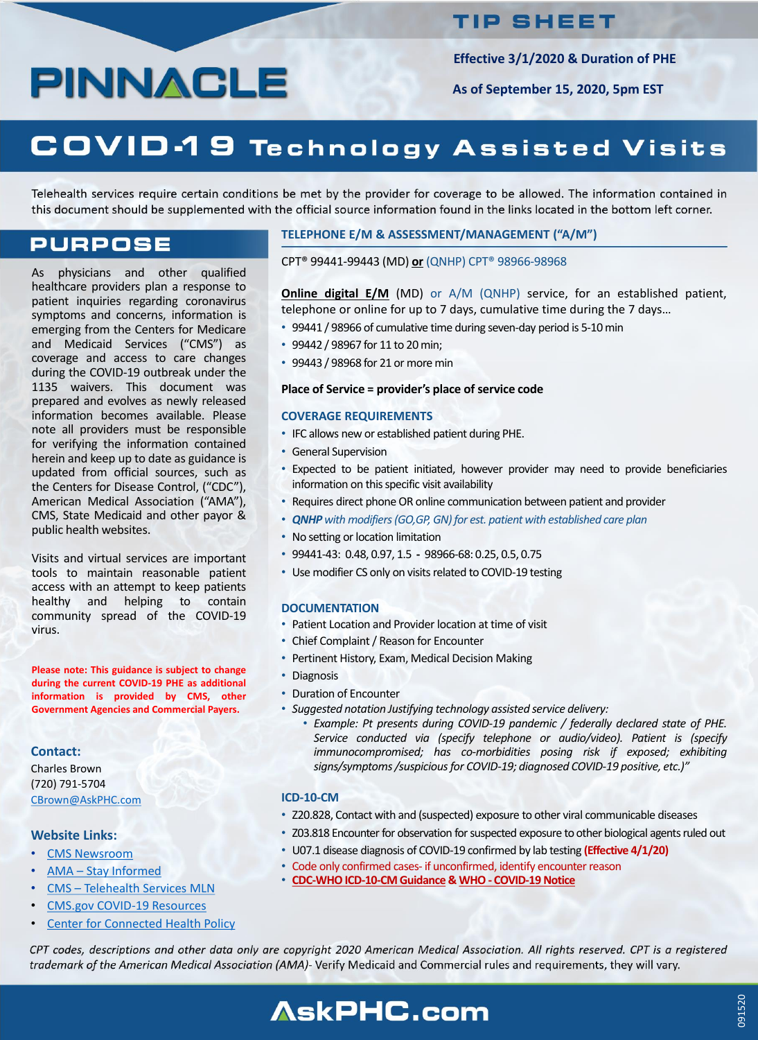# TIP SHEET

**Effective 3/1/2020 & Duration of PHE**

**As of September 15, 2020, 5pm EST**

PINNACLE

# COVID-19 Technology Assisted Visits

Telehealth services require certain conditions be met by the provider for coverage to be allowed. The information contained in this document should be supplemented with the official source information found in the links located in the bottom left corner.

## PURPOSE

As physicians and other qualified healthcare providers plan a response to patient inquiries regarding coronavirus symptoms and concerns, information is emerging from the Centers for Medicare and Medicaid Services ("CMS") as coverage and access to care changes during the COVID-19 outbreak under the 1135 waivers. This document was prepared and evolves as newly released information becomes available. Please note all providers must be responsible for verifying the information contained herein and keep up to date as guidance is updated from official sources, such as the Centers for Disease Control, ("CDC"), American Medical Association ("AMA"), CMS, State Medicaid and other payor & public health websites.

Visits and virtual services are important tools to maintain reasonable patient access with an attempt to keep patients healthy and helping to contain community spread of the COVID-19 virus.

**Please note: This guidance is subject to change during the current COVID-19 PHE as additional information is provided by CMS, other Government Agencies and Commercial Payers.**

**Contact:**

Charles Brown
(720) 791-5704
CBrown@AskPHC.com

**Website Links:**

- CMS Newsroom
- AMA – Stay Informed
- CMS – Telehealth Services MLN
- CMS.gov COVID-19 Resources
- Center for Connected Health Policy

## TELEPHONE E/M & ASSESSMENT/MANAGEMENT ("A/M")

CPT® 99441-99443 (MD) **or** (QNHP) CPT® 98966-98968

**Online digital E/M** (MD) or A/M (QNHP) service, for an established patient, telephone or online for up to 7 days, cumulative time during the 7 days…

- 99441 / 98966 of cumulative time during seven-day period is 5-10 min
- 99442 / 98967 for 11 to 20 min;
- 99443 / 98968 for 21 or more min

**Place of Service = provider's place of service code**

### COVERAGE REQUIREMENTS

- IFC allows new or established patient during PHE.
- General Supervision
- Expected to be patient initiated, however provider may need to provide beneficiaries information on this specific visit availability
- Requires direct phone OR online communication between patient and provider
- ***QNHP** with modifiers (GO,GP, GN) for est. patient with established care plan*
- No setting or location limitation
- 99441-43: 0.48, 0.97, 1.5 - 98966-68: 0.25, 0.5, 0.75
- Use modifier CS only on visits related to COVID-19 testing

### DOCUMENTATION

- Patient Location and Provider location at time of visit
- Chief Complaint / Reason for Encounter
- Pertinent History, Exam, Medical Decision Making
- Diagnosis
- Duration of Encounter
- *Suggested notation Justifying technology assisted service delivery:*
  - *Example: Pt presents during COVID-19 pandemic / federally declared state of PHE. Service conducted via (specify telephone or audio/video). Patient is (specify immunocompromised; has co-morbidities posing risk if exposed; exhibiting signs/symptoms /suspicious for COVID-19; diagnosed COVID-19 positive, etc.)"*

### ICD-10-CM

- Z20.828, Contact with and (suspected) exposure to other viral communicable diseases
- Z03.818 Encounter for observation for suspected exposure to other biological agents ruled out
- U07.1 disease diagnosis of COVID-19 confirmed by lab testing **(Effective 4/1/20)**
- Code only confirmed cases- if unconfirmed, identify encounter reason
- **CDC-WHO ICD-10-CM Guidance** & **WHO - COVID-19 Notice**

*CPT codes, descriptions and other data only are copyright 2020 American Medical Association. All rights reserved. CPT is a registered trademark of the American Medical Association (AMA)*- Verify Medicaid and Commercial rules and requirements, they will vary.

AskPHC.com

091520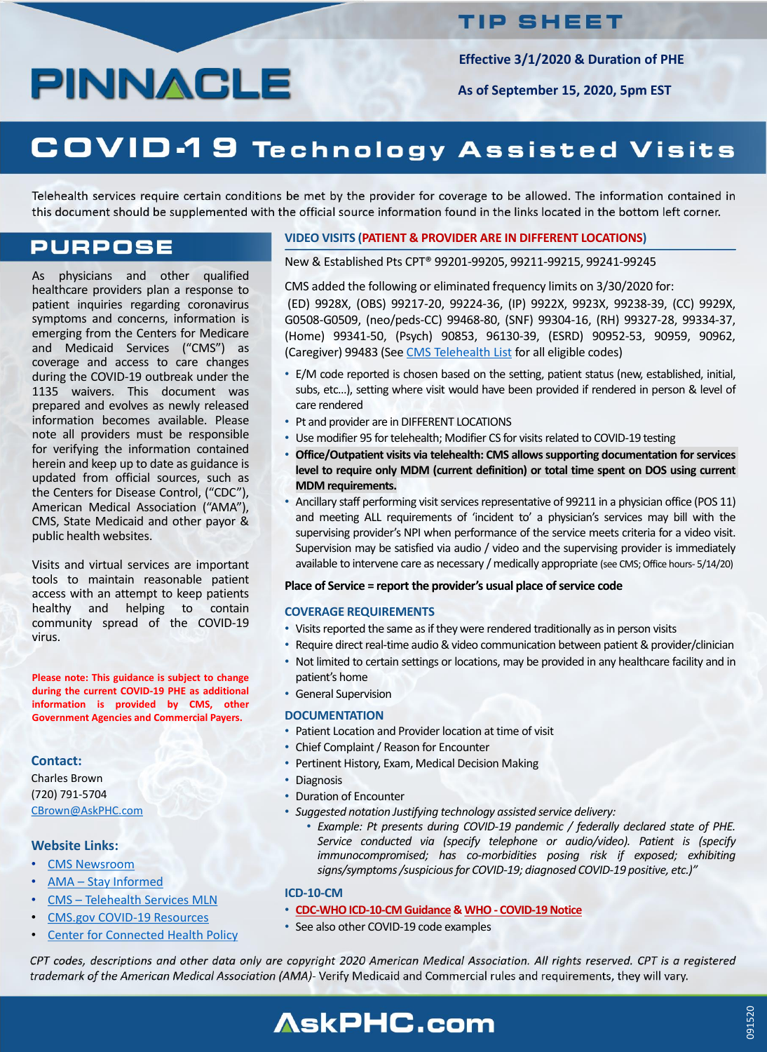# PINNACLE

## TIP SHEET

**Effective 3/1/2020 & Duration of PHE**

**As of September 15, 2020, 5pm EST**

# COVID-19 Technology Assisted Visits

Telehealth services require certain conditions be met by the provider for coverage to be allowed. The information contained in this document should be supplemented with the official source information found in the links located in the bottom left corner.

## PURPOSE

As physicians and other qualified healthcare providers plan a response to patient inquiries regarding coronavirus symptoms and concerns, information is emerging from the Centers for Medicare and Medicaid Services ("CMS") as coverage and access to care changes during the COVID-19 outbreak under the 1135 waivers. This document was prepared and evolves as newly released information becomes available. Please note all providers must be responsible for verifying the information contained herein and keep up to date as guidance is updated from official sources, such as the Centers for Disease Control, ("CDC"), American Medical Association ("AMA"), CMS, State Medicaid and other payor & public health websites.

Visits and virtual services are important tools to maintain reasonable patient access with an attempt to keep patients healthy and helping to contain community spread of the COVID-19 virus.

**Please note: This guidance is subject to change during the current COVID-19 PHE as additional information is provided by CMS, other Government Agencies and Commercial Payers.**

### Contact:

Charles Brown
(720) 791-5704
CBrown@AskPHC.com

### Website Links:

- CMS Newsroom
- AMA – Stay Informed
- CMS – Telehealth Services MLN
- CMS.gov COVID-19 Resources
- Center for Connected Health Policy

## VIDEO VISITS (PATIENT & PROVIDER ARE IN DIFFERENT LOCATIONS)

New & Established Pts CPT® 99201-99205, 99211-99215, 99241-99245

CMS added the following or eliminated frequency limits on 3/30/2020 for:
(ED) 9928X, (OBS) 99217-20, 99224-36, (IP) 9922X, 9923X, 99238-39, (CC) 9929X, G0508-G0509, (neo/peds-CC) 99468-80, (SNF) 99304-16, (RH) 99327-28, 99334-37, (Home) 99341-50, (Psych) 90853, 96130-39, (ESRD) 90952-53, 90959, 90962, (Caregiver) 99483 (See CMS Telehealth List for all eligible codes)

- E/M code reported is chosen based on the setting, patient status (new, established, initial, subs, etc…), setting where visit would have been provided if rendered in person & level of care rendered
- Pt and provider are in DIFFERENT LOCATIONS
- Use modifier 95 for telehealth; Modifier CS for visits related to COVID-19 testing
- **Office/Outpatient visits via telehealth: CMS allows supporting documentation for services level to require only MDM (current definition) or total time spent on DOS using current MDM requirements.**
- Ancillary staff performing visit services representative of 99211 in a physician office (POS 11) and meeting ALL requirements of 'incident to' a physician's services may bill with the supervising provider's NPI when performance of the service meets criteria for a video visit. Supervision may be satisfied via audio / video and the supervising provider is immediately available to intervene care as necessary / medically appropriate (see CMS; Office hours- 5/14/20)

**Place of Service = report the provider's usual place of service code**

### COVERAGE REQUIREMENTS

- Visits reported the same as if they were rendered traditionally as in person visits
- Require direct real-time audio & video communication between patient & provider/clinician
- Not limited to certain settings or locations, may be provided in any healthcare facility and in patient's home
- General Supervision

### DOCUMENTATION

- Patient Location and Provider location at time of visit
- Chief Complaint / Reason for Encounter
- Pertinent History, Exam, Medical Decision Making
- Diagnosis
- Duration of Encounter
- *Suggested notation Justifying technology assisted service delivery:*
  - *Example: Pt presents during COVID-19 pandemic / federally declared state of PHE. Service conducted via (specify telephone or audio/video). Patient is (specify immunocompromised; has co-morbidities posing risk if exposed; exhibiting signs/symptoms /suspicious for COVID-19; diagnosed COVID-19 positive, etc.)"*

### ICD-10-CM

- CDC-WHO ICD-10-CM Guidance & WHO - COVID-19 Notice
- See also other COVID-19 code examples

*CPT codes, descriptions and other data only are copyright 2020 American Medical Association. All rights reserved. CPT is a registered trademark of the American Medical Association (AMA)-* Verify Medicaid and Commercial rules and requirements, they will vary.

AskPHC.com

091520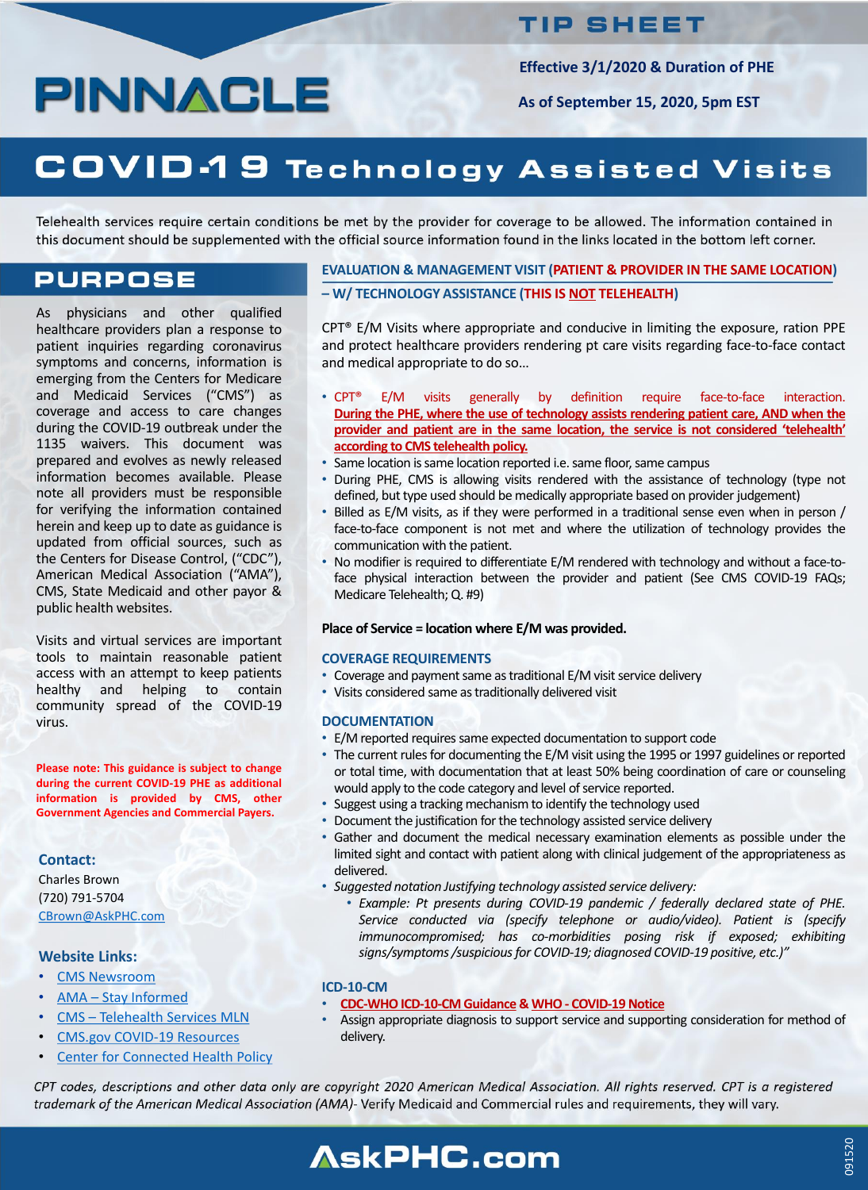# PINNACLE

## TIP SHEET

**Effective 3/1/2020 & Duration of PHE**

**As of September 15, 2020, 5pm EST**

# COVID-19 Technology Assisted Visits

Telehealth services require certain conditions be met by the provider for coverage to be allowed. The information contained in this document should be supplemented with the official source information found in the links located in the bottom left corner.

## PURPOSE

As physicians and other qualified healthcare providers plan a response to patient inquiries regarding coronavirus symptoms and concerns, information is emerging from the Centers for Medicare and Medicaid Services ("CMS") as coverage and access to care changes during the COVID-19 outbreak under the 1135 waivers. This document was prepared and evolves as newly released information becomes available. Please note all providers must be responsible for verifying the information contained herein and keep up to date as guidance is updated from official sources, such as the Centers for Disease Control, ("CDC"), American Medical Association ("AMA"), CMS, State Medicaid and other payor & public health websites.

Visits and virtual services are important tools to maintain reasonable patient access with an attempt to keep patients healthy and helping to contain community spread of the COVID-19 virus.

**Please note: This guidance is subject to change during the current COVID-19 PHE as additional information is provided by CMS, other Government Agencies and Commercial Payers.**

### Contact:

Charles Brown
(720) 791-5704
CBrown@AskPHC.com

### Website Links:

- CMS Newsroom
- AMA – Stay Informed
- CMS – Telehealth Services MLN
- CMS.gov COVID-19 Resources
- Center for Connected Health Policy

## EVALUATION & MANAGEMENT VISIT (PATIENT & PROVIDER IN THE SAME LOCATION) – W/ TECHNOLOGY ASSISTANCE (THIS IS NOT TELEHEALTH)

CPT® E/M Visits where appropriate and conducive in limiting the exposure, ration PPE and protect healthcare providers rendering pt care visits regarding face-to-face contact and medical appropriate to do so…

- CPT® E/M visits generally by definition require face-to-face interaction. **During the PHE, where the use of technology assists rendering patient care, AND when the provider and patient are in the same location, the service is not considered 'telehealth' according to CMS telehealth policy.**
- Same location is same location reported i.e. same floor, same campus
- During PHE, CMS is allowing visits rendered with the assistance of technology (type not defined, but type used should be medically appropriate based on provider judgement)
- Billed as E/M visits, as if they were performed in a traditional sense even when in person / face-to-face component is not met and where the utilization of technology provides the communication with the patient.
- No modifier is required to differentiate E/M rendered with technology and without a face-to-face physical interaction between the provider and patient (See CMS COVID-19 FAQs; Medicare Telehealth; Q. #9)

**Place of Service = location where E/M was provided.**

### COVERAGE REQUIREMENTS

- Coverage and payment same as traditional E/M visit service delivery
- Visits considered same as traditionally delivered visit

### DOCUMENTATION

- E/M reported requires same expected documentation to support code
- The current rules for documenting the E/M visit using the 1995 or 1997 guidelines or reported or total time, with documentation that at least 50% being coordination of care or counseling would apply to the code category and level of service reported.
- Suggest using a tracking mechanism to identify the technology used
- Document the justification for the technology assisted service delivery
- Gather and document the medical necessary examination elements as possible under the limited sight and contact with patient along with clinical judgement of the appropriateness as delivered.
- *Suggested notation Justifying technology assisted service delivery:*
  - *Example: Pt presents during COVID-19 pandemic / federally declared state of PHE. Service conducted via (specify telephone or audio/video). Patient is (specify immunocompromised; has co-morbidities posing risk if exposed; exhibiting signs/symptoms /suspicious for COVID-19; diagnosed COVID-19 positive, etc.)"*

### ICD-10-CM

- CDC-WHO ICD-10-CM Guidance & WHO - COVID-19 Notice
- Assign appropriate diagnosis to support service and supporting consideration for method of delivery.

*CPT codes, descriptions and other data only are copyright 2020 American Medical Association. All rights reserved. CPT is a registered trademark of the American Medical Association (AMA)*- Verify Medicaid and Commercial rules and requirements, they will vary.

**AskPHC.com**

091520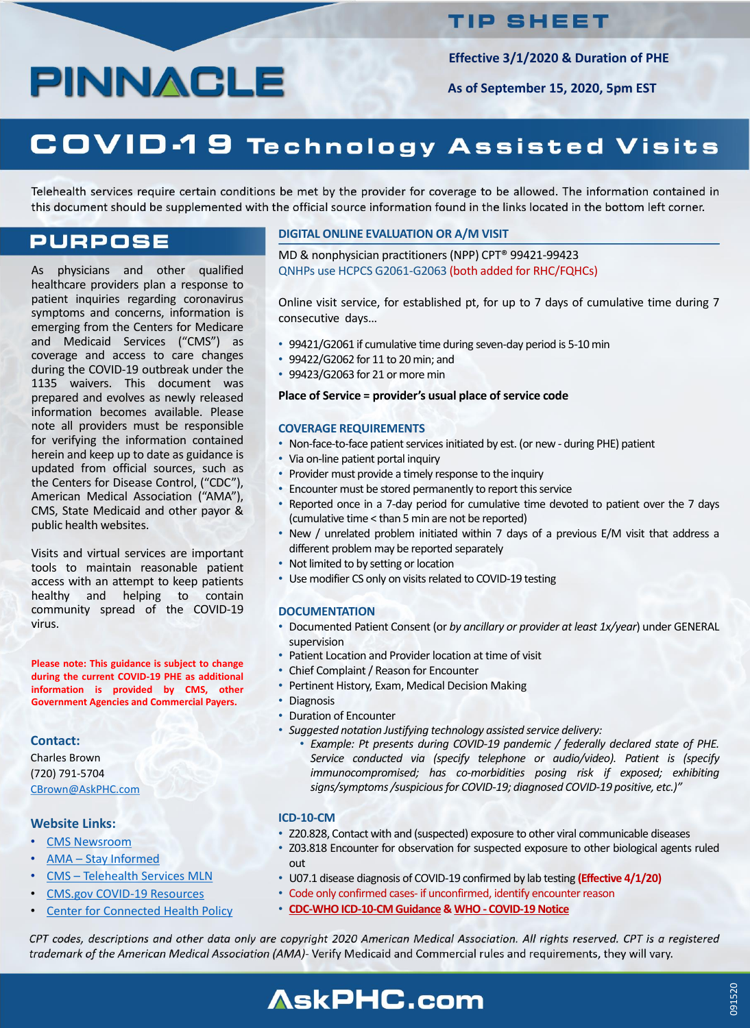# TIP SHEET

**Effective 3/1/2020 & Duration of PHE**

**As of September 15, 2020, 5pm EST**

# COVID-19 Technology Assisted Visits

Telehealth services require certain conditions be met by the provider for coverage to be allowed. The information contained in this document should be supplemented with the official source information found in the links located in the bottom left corner.

## PURPOSE

As physicians and other qualified healthcare providers plan a response to patient inquiries regarding coronavirus symptoms and concerns, information is emerging from the Centers for Medicare and Medicaid Services ("CMS") as coverage and access to care changes during the COVID-19 outbreak under the 1135 waivers. This document was prepared and evolves as newly released information becomes available. Please note all providers must be responsible for verifying the information contained herein and keep up to date as guidance is updated from official sources, such as the Centers for Disease Control, ("CDC"), American Medical Association ("AMA"), CMS, State Medicaid and other payor & public health websites.

Visits and virtual services are important tools to maintain reasonable patient access with an attempt to keep patients healthy and helping to contain community spread of the COVID-19 virus.

**Please note: This guidance is subject to change during the current COVID-19 PHE as additional information is provided by CMS, other Government Agencies and Commercial Payers.**

**Contact:**

Charles Brown
(720) 791-5704
CBrown@AskPHC.com

**Website Links:**

- CMS Newsroom
- AMA – Stay Informed
- CMS – Telehealth Services MLN
- CMS.gov COVID-19 Resources
- Center for Connected Health Policy

## DIGITAL ONLINE EVALUATION OR A/M VISIT

MD & nonphysician practitioners (NPP) CPT® 99421-99423
QNHPs use HCPCS G2061-G2063 (both added for RHC/FQHCs)

Online visit service, for established pt, for up to 7 days of cumulative time during 7 consecutive days…

- 99421/G2061 if cumulative time during seven-day period is 5-10 min
- 99422/G2062 for 11 to 20 min; and
- 99423/G2063 for 21 or more min

**Place of Service = provider's usual place of service code**

### COVERAGE REQUIREMENTS

- Non-face-to-face patient services initiated by est. (or new - during PHE) patient
- Via on-line patient portal inquiry
- Provider must provide a timely response to the inquiry
- Encounter must be stored permanently to report this service
- Reported once in a 7-day period for cumulative time devoted to patient over the 7 days (cumulative time < than 5 min are not be reported)
- New / unrelated problem initiated within 7 days of a previous E/M visit that address a different problem may be reported separately
- Not limited to by setting or location
- Use modifier CS only on visits related to COVID-19 testing

### DOCUMENTATION

- Documented Patient Consent (or *by ancillary or provider at least 1x/year*) under GENERAL supervision
- Patient Location and Provider location at time of visit
- Chief Complaint / Reason for Encounter
- Pertinent History, Exam, Medical Decision Making
- Diagnosis
- Duration of Encounter
- *Suggested notation Justifying technology assisted service delivery:*
  - *Example: Pt presents during COVID-19 pandemic / federally declared state of PHE. Service conducted via (specify telephone or audio/video). Patient is (specify immunocompromised; has co-morbidities posing risk if exposed; exhibiting signs/symptoms /suspicious for COVID-19; diagnosed COVID-19 positive, etc.)"*

### ICD-10-CM

- Z20.828, Contact with and (suspected) exposure to other viral communicable diseases
- Z03.818 Encounter for observation for suspected exposure to other biological agents ruled out
- U07.1 disease diagnosis of COVID-19 confirmed by lab testing **(Effective 4/1/20)**
- Code only confirmed cases- if unconfirmed, identify encounter reason
- **CDC-WHO ICD-10-CM Guidance & WHO - COVID-19 Notice**

*CPT codes, descriptions and other data only are copyright 2020 American Medical Association. All rights reserved. CPT is a registered trademark of the American Medical Association (AMA)-* Verify Medicaid and Commercial rules and requirements, they will vary.

**AskPHC.com**

091520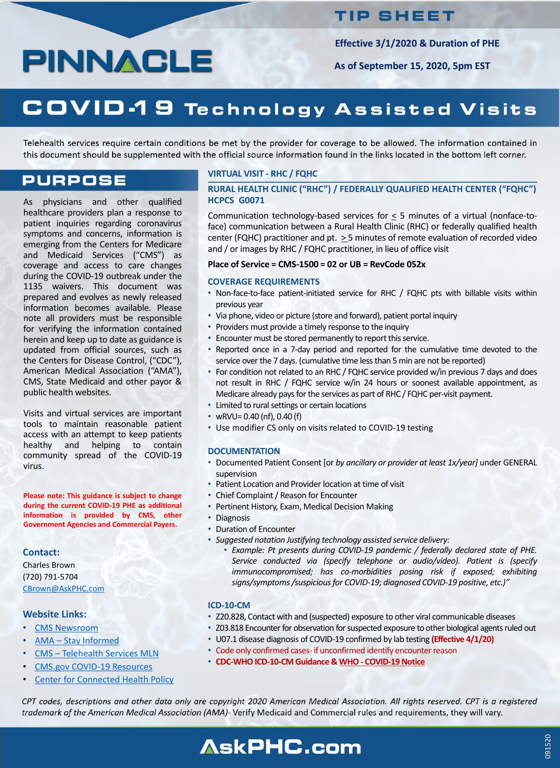# PINNACLE

## TIP SHEET

**Effective 3/1/2020 & Duration of PHE**

**As of September 15, 2020, 5pm EST**

# COVID-19 Technology Assisted Visits

Telehealth services require certain conditions be met by the provider for coverage to be allowed. The information contained in this document should be supplemented with the official source information found in the links located in the bottom left corner.

## PURPOSE

As physicians and other qualified healthcare providers plan a response to patient inquiries regarding coronavirus symptoms and concerns, information is emerging from the Centers for Medicare and Medicaid Services ("CMS") as coverage and access to care changes during the COVID-19 outbreak under the 1135 waivers. This document was prepared and evolves as newly released information becomes available. Please note all providers must be responsible for verifying the information contained herein and keep up to date as guidance is updated from official sources, such as the Centers for Disease Control, ("CDC"), American Medical Association ("AMA"), CMS, State Medicaid and other payor & public health websites.

Visits and virtual services are important tools to maintain reasonable patient access with an attempt to keep patients healthy and helping to contain community spread of the COVID-19 virus.

**Please note: This guidance is subject to change during the current COVID-19 PHE as additional information is provided by CMS, other Government Agencies and Commercial Payers.**

### Contact:

Charles Brown
(720) 791-5704
CBrown@AskPHC.com

### Website Links:

- CMS Newsroom
- AMA – Stay Informed
- CMS – Telehealth Services MLN
- CMS.gov COVID-19 Resources
- Center for Connected Health Policy

## VIRTUAL VISIT - RHC / FQHC

### RURAL HEALTH CLINIC ("RHC") / FEDERALLY QUALIFIED HEALTH CENTER ("FQHC") HCPCS G0071

Communication technology-based services for ≤ 5 minutes of a virtual (nonface-to-face) communication between a Rural Health Clinic (RHC) or federally qualified health center (FQHC) practitioner and pt. ≥ 5 minutes of remote evaluation of recorded video and / or images by RHC / FQHC practitioner, in lieu of office visit

**Place of Service = CMS-1500 = 02 or UB = RevCode 052x**

### COVERAGE REQUIREMENTS

- Non-face-to-face patient-initiated service for RHC / FQHC pts with billable visits within previous year
- Via phone, video or picture (store and forward), patient portal inquiry
- Providers must provide a timely response to the inquiry
- Encounter must be stored permanently to report this service.
- Reported once in a 7-day period and reported for the cumulative time devoted to the service over the 7 days. (cumulative time less than 5 min are not be reported)
- For condition not related to an RHC / FQHC service provided w/in previous 7 days and does not result in RHC / FQHC service w/in 24 hours or soonest available appointment, as Medicare already pays for the services as part of RHC / FQHC per-visit payment.
- Limited to rural settings or certain locations
- wRVU= 0.40 (nf), 0.40 (f)
- Use modifier CS only on visits related to COVID-19 testing

### DOCUMENTATION

- Documented Patient Consent [or *by ancillary or provider at least 1x/year]* under GENERAL supervision
- Patient Location and Provider location at time of visit
- Chief Complaint / Reason for Encounter
- Pertinent History, Exam, Medical Decision Making
- Diagnosis
- Duration of Encounter
- *Suggested notation Justifying technology assisted service delivery:*
  - *Example: Pt presents during COVID-19 pandemic / federally declared state of PHE. Service conducted via (specify telephone or audio/video). Patient is (specify immunocompromised; has co-morbidities posing risk if exposed; exhibiting signs/symptoms /suspicious for COVID-19; diagnosed COVID-19 positive, etc.)"*

### ICD-10-CM

- Z20.828, Contact with and (suspected) exposure to other viral communicable diseases
- Z03.818 Encounter for observation for suspected exposure to other biological agents ruled out
- U07.1 disease diagnosis of COVID-19 confirmed by lab testing **(Effective 4/1/20)**
- Code only confirmed cases- if unconfirmed identify encounter reason
- **CDC-WHO ICD-10-CM Guidance & WHO - COVID-19 Notice**

*CPT codes, descriptions and other data only are copyright 2020 American Medical Association. All rights reserved. CPT is a registered trademark of the American Medical Association (AMA)- Verify Medicaid and Commercial rules and requirements, they will vary.*

**AskPHC.com**

091520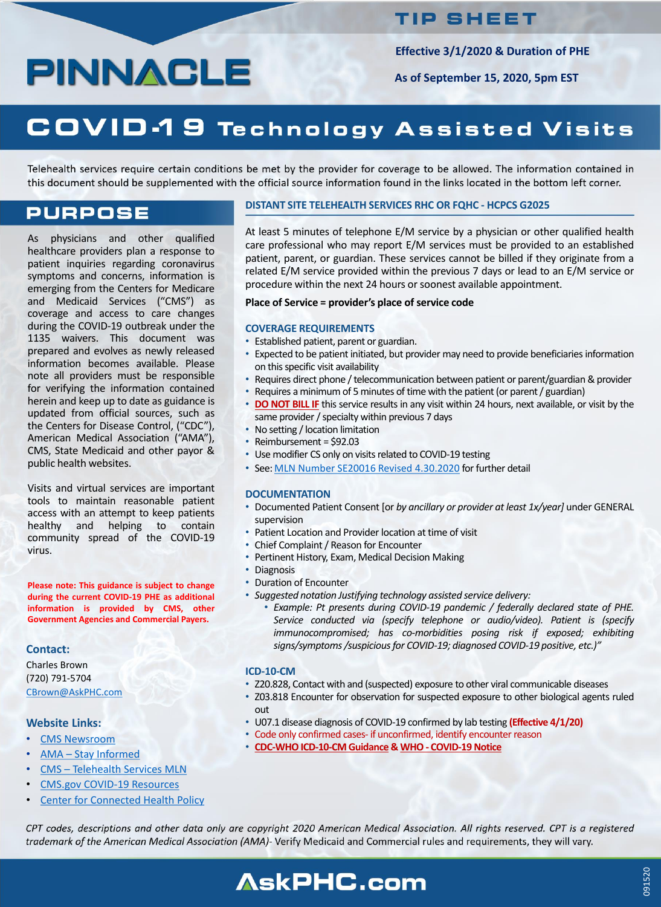# PINNACLE

## TIP SHEET

**Effective 3/1/2020 & Duration of PHE**

**As of September 15, 2020, 5pm EST**

# COVID-19 Technology Assisted Visits

Telehealth services require certain conditions be met by the provider for coverage to be allowed. The information contained in this document should be supplemented with the official source information found in the links located in the bottom left corner.

## PURPOSE

As physicians and other qualified healthcare providers plan a response to patient inquiries regarding coronavirus symptoms and concerns, information is emerging from the Centers for Medicare and Medicaid Services ("CMS") as coverage and access to care changes during the COVID-19 outbreak under the 1135 waivers. This document was prepared and evolves as newly released information becomes available. Please note all providers must be responsible for verifying the information contained herein and keep up to date as guidance is updated from official sources, such as the Centers for Disease Control, ("CDC"), American Medical Association ("AMA"), CMS, State Medicaid and other payor & public health websites.

Visits and virtual services are important tools to maintain reasonable patient access with an attempt to keep patients healthy and helping to contain community spread of the COVID-19 virus.

**Please note: This guidance is subject to change during the current COVID-19 PHE as additional information is provided by CMS, other Government Agencies and Commercial Payers.**

### Contact:

Charles Brown
(720) 791-5704
CBrown@AskPHC.com

### Website Links:

- CMS Newsroom
- AMA – Stay Informed
- CMS – Telehealth Services MLN
- CMS.gov COVID-19 Resources
- Center for Connected Health Policy

## DISTANT SITE TELEHEALTH SERVICES RHC OR FQHC - HCPCS G2025

At least 5 minutes of telephone E/M service by a physician or other qualified health care professional who may report E/M services must be provided to an established patient, parent, or guardian. These services cannot be billed if they originate from a related E/M service provided within the previous 7 days or lead to an E/M service or procedure within the next 24 hours or soonest available appointment.

**Place of Service = provider's place of service code**

### COVERAGE REQUIREMENTS

- Established patient, parent or guardian.
- Expected to be patient initiated, but provider may need to provide beneficiaries information on this specific visit availability
- Requires direct phone / telecommunication between patient or parent/guardian & provider
- Requires a minimum of 5 minutes of time with the patient (or parent / guardian)
- **DO NOT BILL IF** this service results in any visit within 24 hours, next available, or visit by the same provider / specialty within previous 7 days
- No setting / location limitation
- Reimbursement = $92.03
- Use modifier CS only on visits related to COVID-19 testing
- See: MLN Number SE20016 Revised 4.30.2020 for further detail

### DOCUMENTATION

- Documented Patient Consent [or *by ancillary or provider at least 1x/year]* under GENERAL supervision
- Patient Location and Provider location at time of visit
- Chief Complaint / Reason for Encounter
- Pertinent History, Exam, Medical Decision Making
- Diagnosis
- Duration of Encounter
- *Suggested notation Justifying technology assisted service delivery:*
  - *Example: Pt presents during COVID-19 pandemic / federally declared state of PHE. Service conducted via (specify telephone or audio/video). Patient is (specify immunocompromised; has co-morbidities posing risk if exposed; exhibiting signs/symptoms /suspicious for COVID-19; diagnosed COVID-19 positive, etc.)"*

### ICD-10-CM

- Z20.828, Contact with and (suspected) exposure to other viral communicable diseases
- Z03.818 Encounter for observation for suspected exposure to other biological agents ruled out
- U07.1 disease diagnosis of COVID-19 confirmed by lab testing **(Effective 4/1/20)**
- Code only confirmed cases- if unconfirmed, identify encounter reason
- **CDC-WHO ICD-10-CM Guidance & WHO - COVID-19 Notice**

*CPT codes, descriptions and other data only are copyright 2020 American Medical Association. All rights reserved. CPT is a registered trademark of the American Medical Association (AMA)-* Verify Medicaid and Commercial rules and requirements, they will vary.

**AskPHC.com**

091520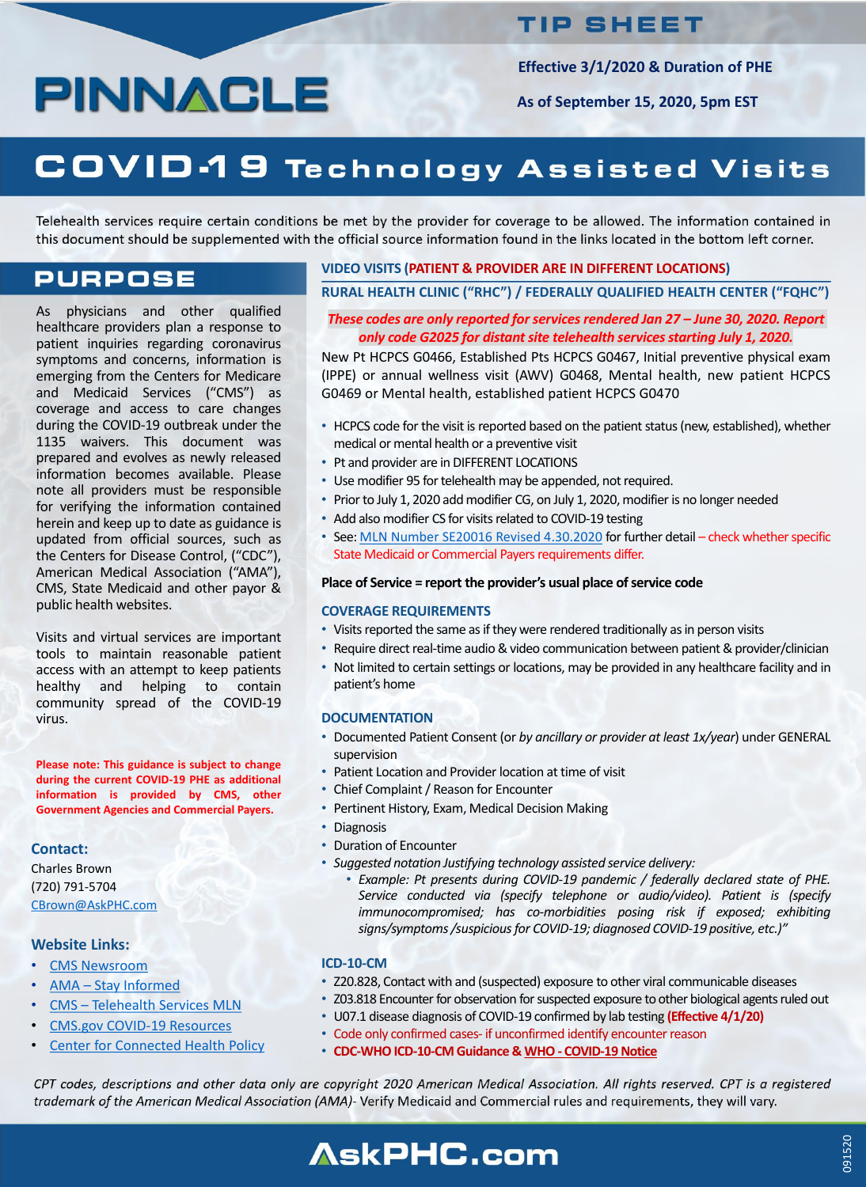PINNACLE

# TIP SHEET

**Effective 3/1/2020 & Duration of PHE**

**As of September 15, 2020, 5pm EST**

# COVID-19 Technology Assisted Visits

Telehealth services require certain conditions be met by the provider for coverage to be allowed. The information contained in this document should be supplemented with the official source information found in the links located in the bottom left corner.

## PURPOSE

As physicians and other qualified healthcare providers plan a response to patient inquiries regarding coronavirus symptoms and concerns, information is emerging from the Centers for Medicare and Medicaid Services ("CMS") as coverage and access to care changes during the COVID-19 outbreak under the 1135 waivers. This document was prepared and evolves as newly released information becomes available. Please note all providers must be responsible for verifying the information contained herein and keep up to date as guidance is updated from official sources, such as the Centers for Disease Control, ("CDC"), American Medical Association ("AMA"), CMS, State Medicaid and other payor & public health websites.

Visits and virtual services are important tools to maintain reasonable patient access with an attempt to keep patients healthy and helping to contain community spread of the COVID-19 virus.

**Please note: This guidance is subject to change during the current COVID-19 PHE as additional information is provided by CMS, other Government Agencies and Commercial Payers.**

### Contact:

Charles Brown
(720) 791-5704
CBrown@AskPHC.com

### Website Links:

- CMS Newsroom
- AMA – Stay Informed
- CMS – Telehealth Services MLN
- CMS.gov COVID-19 Resources
- Center for Connected Health Policy

## VIDEO VISITS (PATIENT & PROVIDER ARE IN DIFFERENT LOCATIONS)

## RURAL HEALTH CLINIC ("RHC") / FEDERALLY QUALIFIED HEALTH CENTER ("FQHC")

***These codes are only reported for services rendered Jan 27 – June 30, 2020. Report only code G2025 for distant site telehealth services starting July 1, 2020.***

New Pt HCPCS G0466, Established Pts HCPCS G0467, Initial preventive physical exam (IPPE) or annual wellness visit (AWV) G0468, Mental health, new patient HCPCS G0469 or Mental health, established patient HCPCS G0470

- HCPCS code for the visit is reported based on the patient status (new, established), whether medical or mental health or a preventive visit
- Pt and provider are in DIFFERENT LOCATIONS
- Use modifier 95 for telehealth may be appended, not required.
- Prior to July 1, 2020 add modifier CG, on July 1, 2020, modifier is no longer needed
- Add also modifier CS for visits related to COVID-19 testing
- See: MLN Number SE20016 Revised 4.30.2020 for further detail – check whether specific State Medicaid or Commercial Payers requirements differ.

**Place of Service = report the provider's usual place of service code**

### COVERAGE REQUIREMENTS

- Visits reported the same as if they were rendered traditionally as in person visits
- Require direct real-time audio & video communication between patient & provider/clinician
- Not limited to certain settings or locations, may be provided in any healthcare facility and in patient's home

### DOCUMENTATION

- Documented Patient Consent (or *by ancillary or provider at least 1x/year*) under GENERAL supervision
- Patient Location and Provider location at time of visit
- Chief Complaint / Reason for Encounter
- Pertinent History, Exam, Medical Decision Making
- Diagnosis
- Duration of Encounter
- *Suggested notation Justifying technology assisted service delivery:*
  - *Example: Pt presents during COVID-19 pandemic / federally declared state of PHE. Service conducted via (specify telephone or audio/video). Patient is (specify immunocompromised; has co-morbidities posing risk if exposed; exhibiting signs/symptoms /suspicious for COVID-19; diagnosed COVID-19 positive, etc.)"*

### ICD-10-CM

- Z20.828, Contact with and (suspected) exposure to other viral communicable diseases
- Z03.818 Encounter for observation for suspected exposure to other biological agents ruled out
- U07.1 disease diagnosis of COVID-19 confirmed by lab testing **(Effective 4/1/20)**
- Code only confirmed cases- if unconfirmed identify encounter reason
- **CDC-WHO ICD-10-CM Guidance & WHO - COVID-19 Notice**

*CPT codes, descriptions and other data only are copyright 2020 American Medical Association. All rights reserved. CPT is a registered trademark of the American Medical Association (AMA)-* Verify Medicaid and Commercial rules and requirements, they will vary.

AskPHC.com

091520